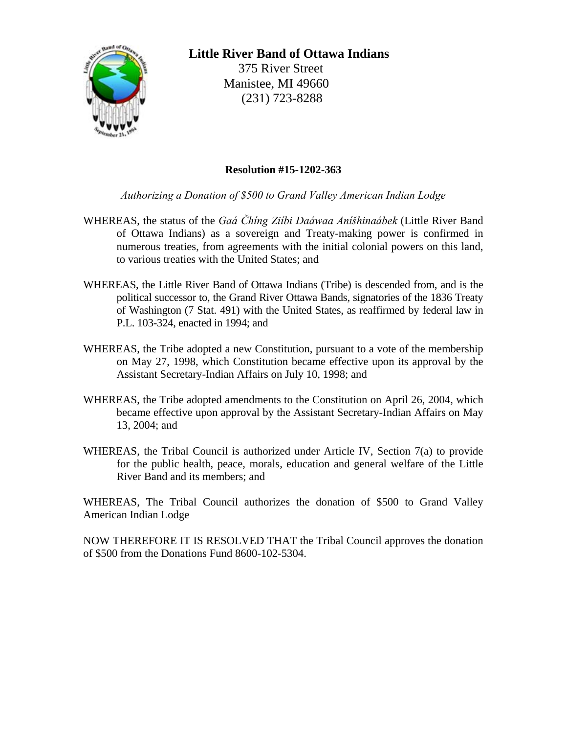# Little River Band of Ottawa Indians

375 River Street
Manistee, MI 49660
(231) 723-8288

**Resolution #15-1202-363**

*Authorizing a Donation of $500 to Grand Valley American Indian Lodge*

WHEREAS, the status of the *Gaá Čhíng Ziíbi Daáwaa Aníšhinaábek* (Little River Band of Ottawa Indians) as a sovereign and Treaty-making power is confirmed in numerous treaties, from agreements with the initial colonial powers on this land, to various treaties with the United States; and

WHEREAS, the Little River Band of Ottawa Indians (Tribe) is descended from, and is the political successor to, the Grand River Ottawa Bands, signatories of the 1836 Treaty of Washington (7 Stat. 491) with the United States, as reaffirmed by federal law in P.L. 103-324, enacted in 1994; and

WHEREAS, the Tribe adopted a new Constitution, pursuant to a vote of the membership on May 27, 1998, which Constitution became effective upon its approval by the Assistant Secretary-Indian Affairs on July 10, 1998; and

WHEREAS, the Tribe adopted amendments to the Constitution on April 26, 2004, which became effective upon approval by the Assistant Secretary-Indian Affairs on May 13, 2004; and

WHEREAS, the Tribal Council is authorized under Article IV, Section 7(a) to provide for the public health, peace, morals, education and general welfare of the Little River Band and its members; and

WHEREAS, The Tribal Council authorizes the donation of $500 to Grand Valley American Indian Lodge

NOW THEREFORE IT IS RESOLVED THAT the Tribal Council approves the donation of $500 from the Donations Fund 8600-102-5304.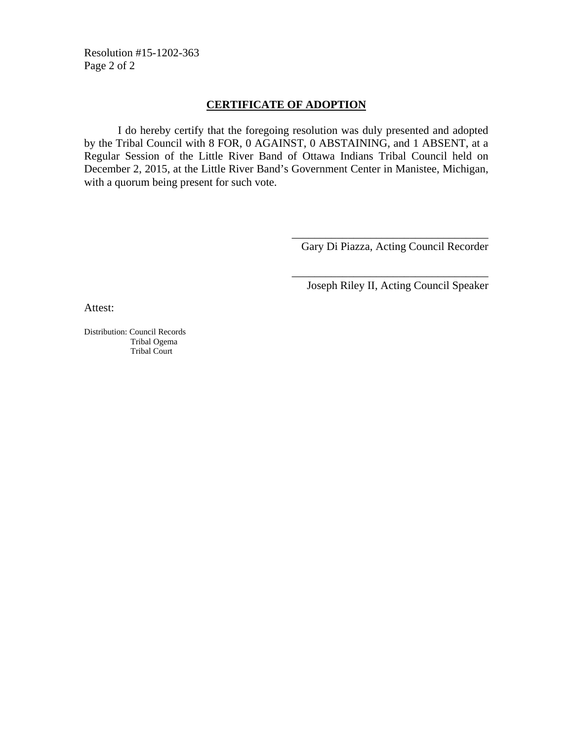## CERTIFICATE OF ADOPTION

I do hereby certify that the foregoing resolution was duly presented and adopted by the Tribal Council with 8 FOR, 0 AGAINST, 0 ABSTAINING, and 1 ABSENT, at a Regular Session of the Little River Band of Ottawa Indians Tribal Council held on December 2, 2015, at the Little River Band's Government Center in Manistee, Michigan, with a quorum being present for such vote.

\_\_\_\_\_\_\_\_\_\_\_\_\_\_\_\_\_\_\_\_\_\_\_\_\_\_\_\_\_\_\_\_\_\_\_\_
Gary Di Piazza, Acting Council Recorder

\_\_\_\_\_\_\_\_\_\_\_\_\_\_\_\_\_\_\_\_\_\_\_\_\_\_\_\_\_\_\_\_\_\_\_\_
Joseph Riley II, Acting Council Speaker

Attest:

Distribution: Council Records
Tribal Ogema
Tribal Court